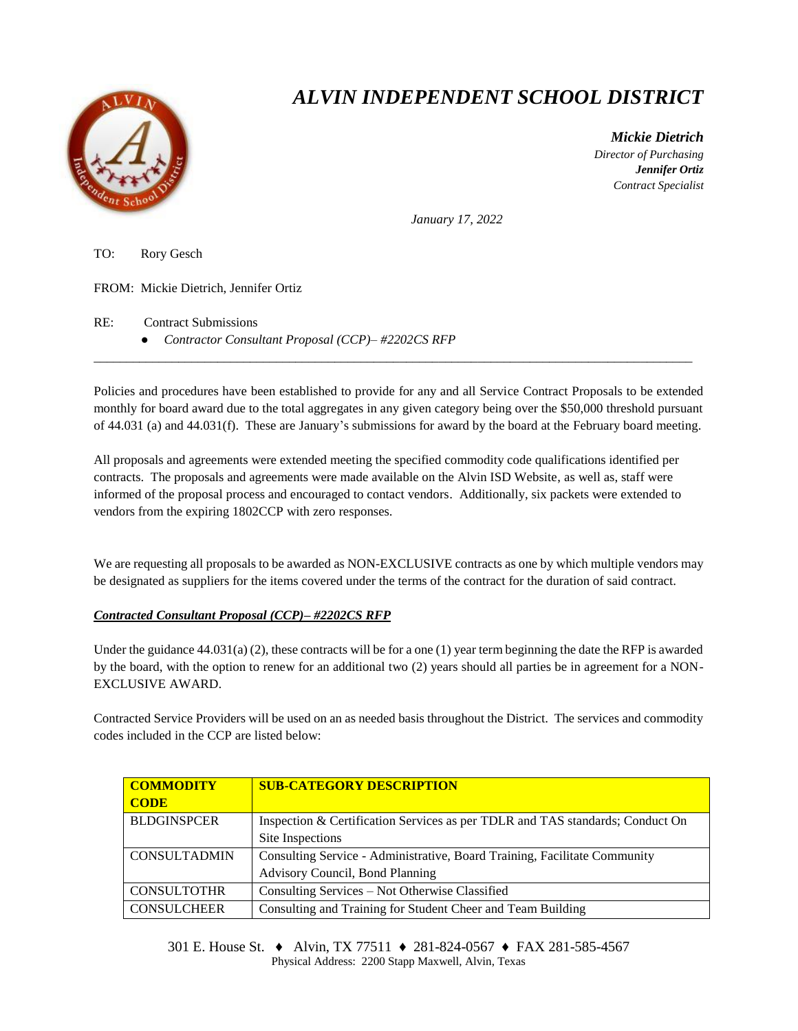# *ALVIN INDEPENDENT SCHOOL DISTRICT*

***Mickie Dietrich***
*Director of Purchasing*
***Jennifer Ortiz***
*Contract Specialist*

*January 17, 2022*

TO: Rory Gesch

FROM: Mickie Dietrich, Jennifer Ortiz

RE: Contract Submissions

- *Contractor Consultant Proposal (CCP)– #2202CS RFP*

---

Policies and procedures have been established to provide for any and all Service Contract Proposals to be extended monthly for board award due to the total aggregates in any given category being over the $50,000 threshold pursuant of 44.031 (a) and 44.031(f). These are January's submissions for award by the board at the February board meeting.

All proposals and agreements were extended meeting the specified commodity code qualifications identified per contracts. The proposals and agreements were made available on the Alvin ISD Website, as well as, staff were informed of the proposal process and encouraged to contact vendors. Additionally, six packets were extended to vendors from the expiring 1802CCP with zero responses.

We are requesting all proposals to be awarded as NON-EXCLUSIVE contracts as one by which multiple vendors may be designated as suppliers for the items covered under the terms of the contract for the duration of said contract.

***<u>Contracted Consultant Proposal (CCP)– #2202CS RFP</u>***

Under the guidance 44.031(a) (2), these contracts will be for a one (1) year term beginning the date the RFP is awarded by the board, with the option to renew for an additional two (2) years should all parties be in agreement for a NON-EXCLUSIVE AWARD.

Contracted Service Providers will be used on an as needed basis throughout the District. The services and commodity codes included in the CCP are listed below:

| COMMODITY CODE | SUB-CATEGORY DESCRIPTION |
|---|---|
| BLDGINSPCER | Inspection & Certification Services as per TDLR and TAS standards; Conduct On Site Inspections |
| CONSULTADMIN | Consulting Service - Administrative, Board Training, Facilitate Community Advisory Council, Bond Planning |
| CONSULTOTHR | Consulting Services – Not Otherwise Classified |
| CONSULCHEER | Consulting and Training for Student Cheer and Team Building |

301 E. House St. ♦ Alvin, TX 77511 ♦ 281-824-0567 ♦ FAX 281-585-4567
Physical Address: 2200 Stapp Maxwell, Alvin, Texas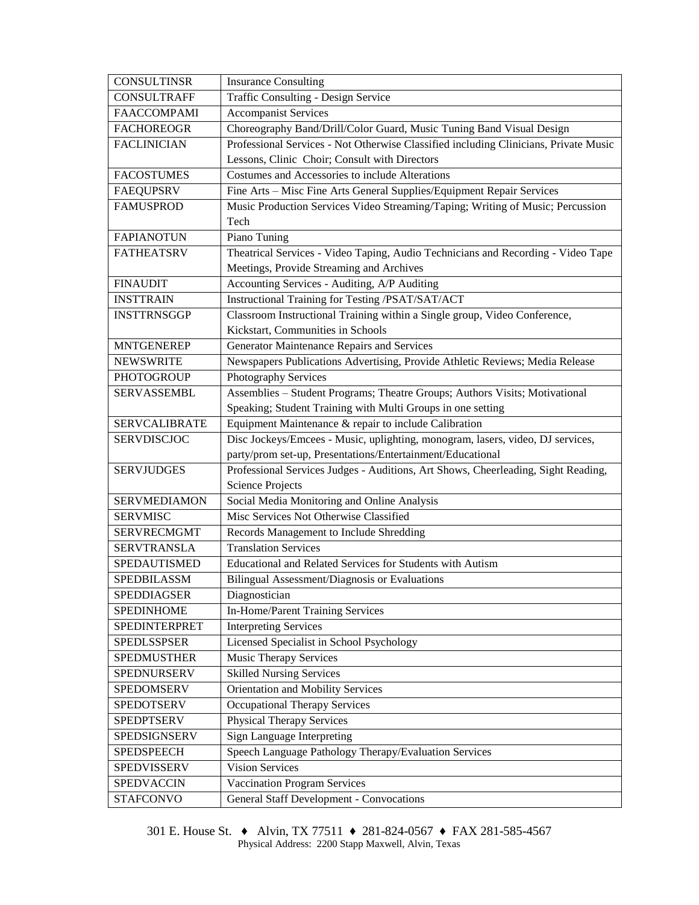| CONSULTINSR | Insurance Consulting |
|---|---|
| CONSULTRAFF | Traffic Consulting - Design Service |
| FAACCOMPAMI | Accompanist Services |
| FACHOREOGR | Choreography Band/Drill/Color Guard, Music Tuning Band Visual Design |
| FACLINICIAN | Professional Services - Not Otherwise Classified including Clinicians, Private Music Lessons, Clinic Choir; Consult with Directors |
| FACOSTUMES | Costumes and Accessories to include Alterations |
| FAEQUPSRV | Fine Arts – Misc Fine Arts General Supplies/Equipment Repair Services |
| FAMUSPROD | Music Production Services Video Streaming/Taping; Writing of Music; Percussion Tech |
| FAPIANOTUN | Piano Tuning |
| FATHEATSRV | Theatrical Services - Video Taping, Audio Technicians and Recording - Video Tape Meetings, Provide Streaming and Archives |
| FINAUDIT | Accounting Services - Auditing, A/P Auditing |
| INSTTRAIN | Instructional Training for Testing /PSAT/SAT/ACT |
| INSTTRNSGGP | Classroom Instructional Training within a Single group, Video Conference, Kickstart, Communities in Schools |
| MNTGENEREP | Generator Maintenance Repairs and Services |
| NEWSWRITE | Newspapers Publications Advertising, Provide Athletic Reviews; Media Release |
| PHOTOGROUP | Photography Services |
| SERVASSEMBL | Assemblies – Student Programs; Theatre Groups; Authors Visits; Motivational Speaking; Student Training with Multi Groups in one setting |
| SERVCALIBRATE | Equipment Maintenance & repair to include Calibration |
| SERVDISCJOC | Disc Jockeys/Emcees - Music, uplighting, monogram, lasers, video, DJ services, party/prom set-up, Presentations/Entertainment/Educational |
| SERVJUDGES | Professional Services Judges - Auditions, Art Shows, Cheerleading, Sight Reading, Science Projects |
| SERVMEDIAMON | Social Media Monitoring and Online Analysis |
| SERVMISC | Misc Services Not Otherwise Classified |
| SERVRECMGMT | Records Management to Include Shredding |
| SERVTRANSLA | Translation Services |
| SPEDAUTISMED | Educational and Related Services for Students with Autism |
| SPEDBILASSM | Bilingual Assessment/Diagnosis or Evaluations |
| SPEDDIAGSER | Diagnostician |
| SPEDINHOME | In-Home/Parent Training Services |
| SPEDINTERPRET | Interpreting Services |
| SPEDLSSPSER | Licensed Specialist in School Psychology |
| SPEDMUSTHER | Music Therapy Services |
| SPEDNURSERV | Skilled Nursing Services |
| SPEDOMSERV | Orientation and Mobility Services |
| SPEDOTSERV | Occupational Therapy Services |
| SPEDPTSERV | Physical Therapy Services |
| SPEDSIGNSERV | Sign Language Interpreting |
| SPEDSPEECH | Speech Language Pathology Therapy/Evaluation Services |
| SPEDVISSERV | Vision Services |
| SPEDVACCIN | Vaccination Program Services |
| STAFCONVO | General Staff Development - Convocations |

301 E. House St. ♦ Alvin, TX 77511 ♦ 281-824-0567 ♦ FAX 281-585-4567
Physical Address: 2200 Stapp Maxwell, Alvin, Texas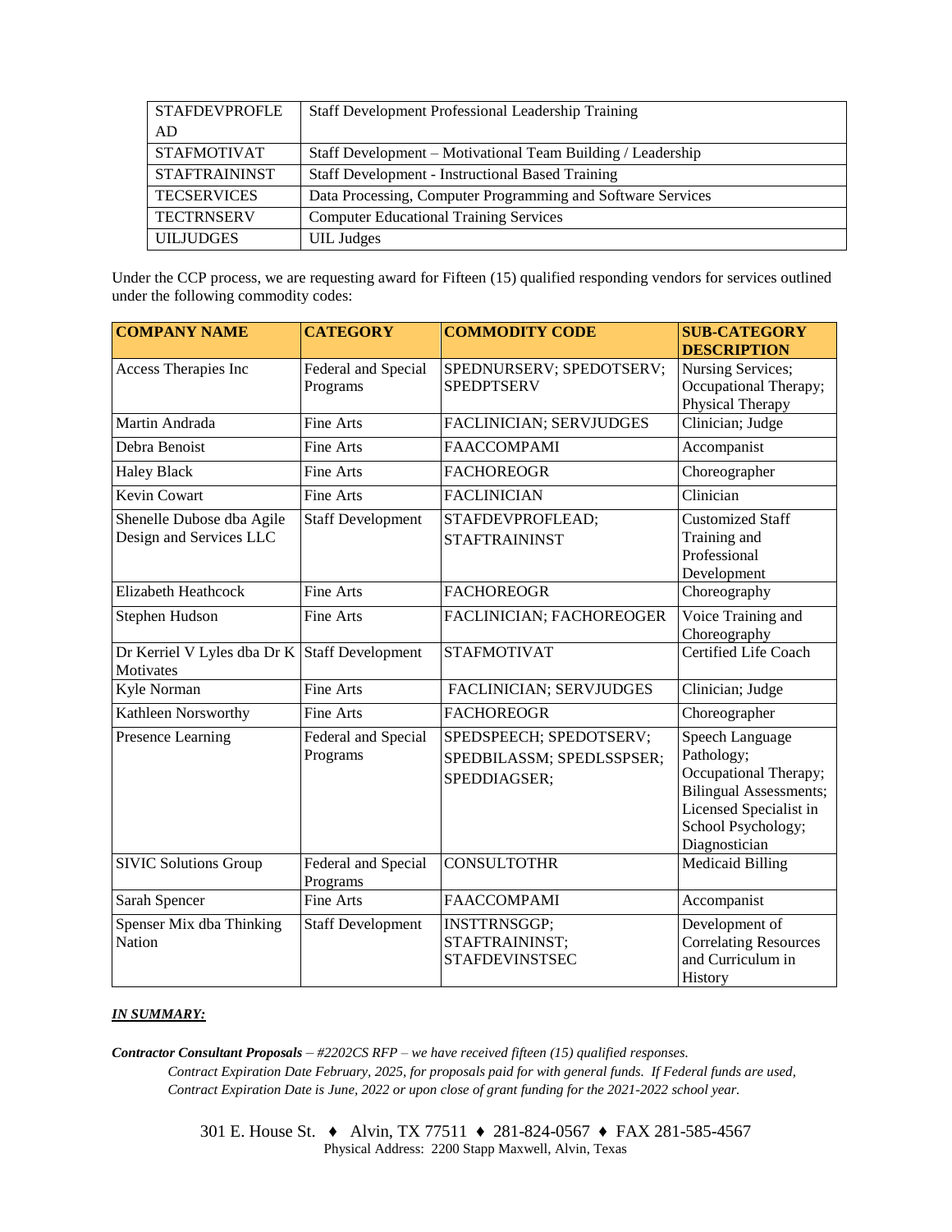| STAFDEVPROFLEAD | Staff Development Professional Leadership Training |
|---|---|
| STAFMOTIVAT | Staff Development – Motivational Team Building / Leadership |
| STAFTRAININST | Staff Development - Instructional Based Training |
| TECSERVICES | Data Processing, Computer Programming and Software Services |
| TECTRNSERV | Computer Educational Training Services |
| UILJUDGES | UIL Judges |

Under the CCP process, we are requesting award for Fifteen (15) qualified responding vendors for services outlined under the following commodity codes:

| COMPANY NAME | CATEGORY | COMMODITY CODE | SUB-CATEGORY DESCRIPTION |
|---|---|---|---|
| Access Therapies Inc | Federal and Special Programs | SPEDNURSERV; SPEDOTSERV; SPEDPTSERV | Nursing Services; Occupational Therapy; Physical Therapy |
| Martin Andrada | Fine Arts | FACLINICIAN; SERVJUDGES | Clinician; Judge |
| Debra Benoist | Fine Arts | FAACCOMPAMI | Accompanist |
| Haley Black | Fine Arts | FACHOREOGR | Choreographer |
| Kevin Cowart | Fine Arts | FACLINICIAN | Clinician |
| Shenelle Dubose dba Agile Design and Services LLC | Staff Development | STAFDEVPROFLEAD; STAFTRAININST | Customized Staff Training and Professional Development |
| Elizabeth Heathcock | Fine Arts | FACHOREOGR | Choreography |
| Stephen Hudson | Fine Arts | FACLINICIAN; FACHOREOGER | Voice Training and Choreography |
| Dr Kerriel V Lyles dba Dr K Motivates | Staff Development | STAFMOTIVAT | Certified Life Coach |
| Kyle Norman | Fine Arts | FACLINICIAN; SERVJUDGES | Clinician; Judge |
| Kathleen Norsworthy | Fine Arts | FACHOREOGR | Choreographer |
| Presence Learning | Federal and Special Programs | SPEDSPEECH; SPEDOTSERV; SPEDBILASSM; SPEDLSSPSER; SPEDDIAGSER; | Speech Language Pathology; Occupational Therapy; Bilingual Assessments; Licensed Specialist in School Psychology; Diagnostician |
| SIVIC Solutions Group | Federal and Special Programs | CONSULTOTHR | Medicaid Billing |
| Sarah Spencer | Fine Arts | FAACCOMPAMI | Accompanist |
| Spenser Mix dba Thinking Nation | Staff Development | INSTTRNSGGP; STAFTRAININST; STAFDEVINSTSEC | Development of Correlating Resources and Curriculum in History |

***IN SUMMARY:***

***Contractor Consultant Proposals*** *– #2202CS RFP – we have received fifteen (15) qualified responses.*

*Contract Expiration Date February, 2025, for proposals paid for with general funds. If Federal funds are used, Contract Expiration Date is June, 2022 or upon close of grant funding for the 2021-2022 school year.*

301 E. House St. ♦ Alvin, TX 77511 ♦ 281-824-0567 ♦ FAX 281-585-4567
Physical Address: 2200 Stapp Maxwell, Alvin, Texas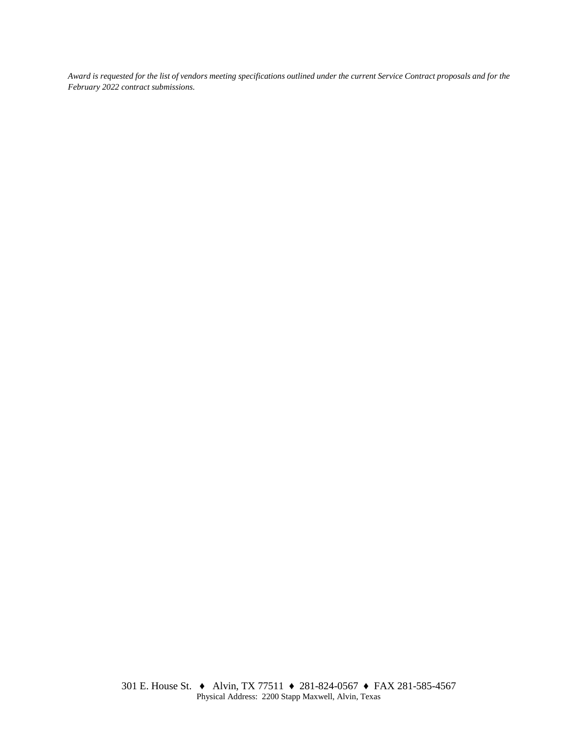*Award is requested for the list of vendors meeting specifications outlined under the current Service Contract proposals and for the February 2022 contract submissions.*